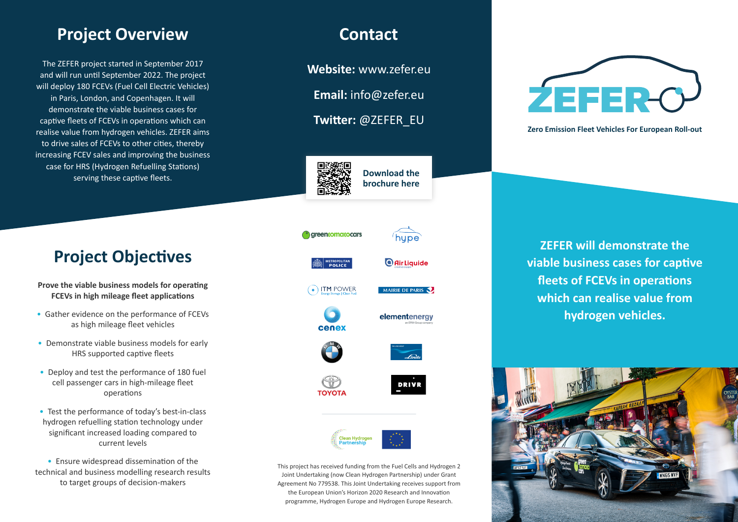# ZEFER

**Zero Emission Fleet Vehicles For European Roll-out**

**ZEFER will demonstrate the viable business cases for captive fleets of FCEVs in operations which can realise value from hydrogen vehicles.**

## Project Overview

The ZEFER project started in September 2017 and will run until September 2022. The project will deploy 180 FCEVs (Fuel Cell Electric Vehicles) in Paris, London, and Copenhagen. It will demonstrate the viable business cases for captive fleets of FCEVs in operations which can realise value from hydrogen vehicles. ZEFER aims to drive sales of FCEVs to other cities, thereby increasing FCEV sales and improving the business case for HRS (Hydrogen Refuelling Stations) serving these captive fleets.

## Project Objectives

**Prove the viable business models for operating FCEVs in high mileage fleet applications**

- Gather evidence on the performance of FCEVs as high mileage fleet vehicles
- Demonstrate viable business models for early HRS supported captive fleets
- Deploy and test the performance of 180 fuel cell passenger cars in high-mileage fleet operations
- Test the performance of today's best-in-class hydrogen refuelling station technology under significant increased loading compared to current levels
- Ensure widespread dissemination of the technical and business modelling research results to target groups of decision-makers

## Contact

**Website:** www.zefer.eu

**Email:** info@zefer.eu

**Twitter:** @ZEFER_EU

**Download the brochure here**

This project has received funding from the Fuel Cells and Hydrogen 2 Joint Undertaking (now Clean Hydrogen Partnership) under Grant Agreement No 779538. This Joint Undertaking receives support from the European Union's Horizon 2020 Research and Innovation programme, Hydrogen Europe and Hydrogen Europe Research.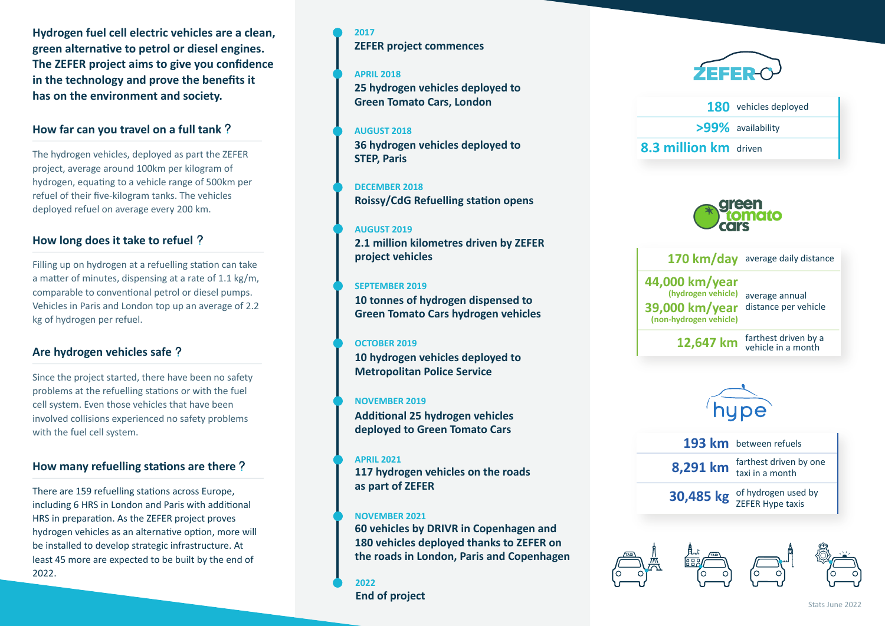**Hydrogen fuel cell electric vehicles are a clean, green alternative to petrol or diesel engines. The ZEFER project aims to give you confidence in the technology and prove the benefits it has on the environment and society.**

## How far can you travel on a full tank ?

The hydrogen vehicles, deployed as part the ZEFER project, average around 100km per kilogram of hydrogen, equating to a vehicle range of 500km per refuel of their five-kilogram tanks. The vehicles deployed refuel on average every 200 km.

## How long does it take to refuel ?

Filling up on hydrogen at a refuelling station can take a matter of minutes, dispensing at a rate of 1.1 kg/m, comparable to conventional petrol or diesel pumps. Vehicles in Paris and London top up an average of 2.2 kg of hydrogen per refuel.

## Are hydrogen vehicles safe ?

Since the project started, there have been no safety problems at the refuelling stations or with the fuel cell system. Even those vehicles that have been involved collisions experienced no safety problems with the fuel cell system.

## How many refuelling stations are there ?

There are 159 refuelling stations across Europe, including 6 HRS in London and Paris with additional HRS in preparation. As the ZEFER project proves hydrogen vehicles as an alternative option, more will be installed to develop strategic infrastructure. At least 45 more are expected to be built by the end of 2022.

---

**2017**
**ZEFER project commences**

**APRIL 2018**
**25 hydrogen vehicles deployed to Green Tomato Cars, London**

**AUGUST 2018**
**36 hydrogen vehicles deployed to STEP, Paris**

**DECEMBER 2018**
**Roissy/CdG Refuelling station opens**

**AUGUST 2019**
**2.1 million kilometres driven by ZEFER project vehicles**

**SEPTEMBER 2019**
**10 tonnes of hydrogen dispensed to Green Tomato Cars hydrogen vehicles**

**OCTOBER 2019**
**10 hydrogen vehicles deployed to Metropolitan Police Service**

**NOVEMBER 2019**
**Additional 25 hydrogen vehicles deployed to Green Tomato Cars**

**APRIL 2021**
**117 hydrogen vehicles on the roads as part of ZEFER**

**NOVEMBER 2021**
**60 vehicles by DRIVR in Copenhagen and 180 vehicles deployed thanks to ZEFER on the roads in London, Paris and Copenhagen**

**2022**
**End of project**

---

**ZEFER**

| | |
|---|---|
| **180** | vehicles deployed |
| **>99%** | availability |
| **8.3 million km** | driven |

**green tomato cars**

| | |
|---|---|
| **170 km/day** | average daily distance |
| **44,000 km/year** (hydrogen vehicle) **39,000 km/year** (non-hydrogen vehicle) | average annual distance per vehicle |
| **12,647 km** | farthest driven by a vehicle in a month |

**hype**

| | |
|---|---|
| **193 km** | between refuels |
| **8,291 km** | farthest driven by one taxi in a month |
| **30,485 kg** | of hydrogen used by ZEFER Hype taxis |

Stats June 2022